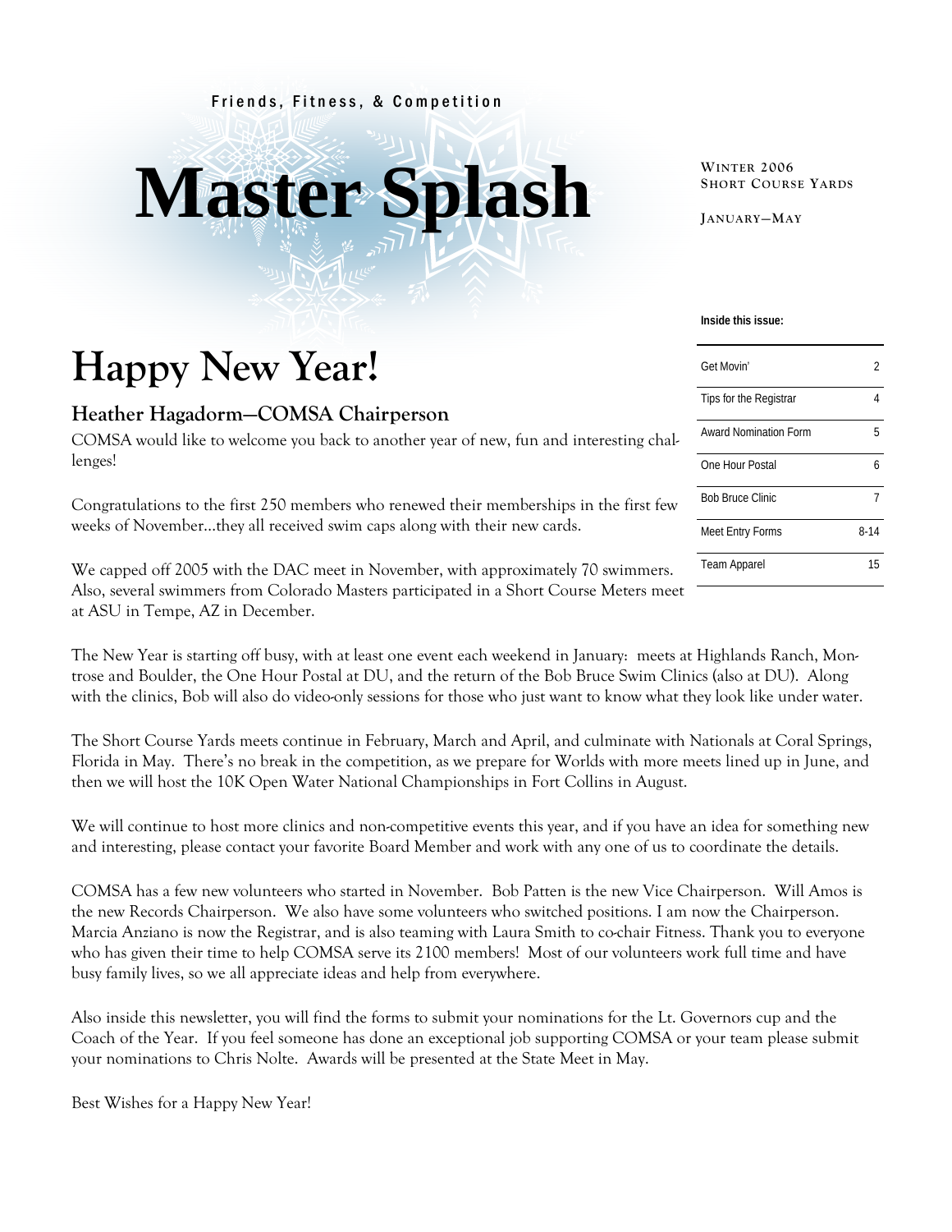Friends, Fitness, & Competition

# Master Splash

**WINTER 2006**
**SHORT COURSE YARDS**

**JANUARY—MAY**

**Inside this issue:**

| | |
|---|---|
| Get Movin' | 2 |
| Tips for the Registrar | 4 |
| Award Nomination Form | 5 |
| One Hour Postal | 6 |
| Bob Bruce Clinic | 7 |
| Meet Entry Forms | 8-14 |
| Team Apparel | 15 |

## Happy New Year!

### Heather Hagadorm—COMSA Chairperson

COMSA would like to welcome you back to another year of new, fun and interesting challenges!

Congratulations to the first 250 members who renewed their memberships in the first few weeks of November…they all received swim caps along with their new cards.

We capped off 2005 with the DAC meet in November, with approximately 70 swimmers. Also, several swimmers from Colorado Masters participated in a Short Course Meters meet at ASU in Tempe, AZ in December.

The New Year is starting off busy, with at least one event each weekend in January: meets at Highlands Ranch, Montrose and Boulder, the One Hour Postal at DU, and the return of the Bob Bruce Swim Clinics (also at DU). Along with the clinics, Bob will also do video-only sessions for those who just want to know what they look like under water.

The Short Course Yards meets continue in February, March and April, and culminate with Nationals at Coral Springs, Florida in May. There's no break in the competition, as we prepare for Worlds with more meets lined up in June, and then we will host the 10K Open Water National Championships in Fort Collins in August.

We will continue to host more clinics and non-competitive events this year, and if you have an idea for something new and interesting, please contact your favorite Board Member and work with any one of us to coordinate the details.

COMSA has a few new volunteers who started in November. Bob Patten is the new Vice Chairperson. Will Amos is the new Records Chairperson. We also have some volunteers who switched positions. I am now the Chairperson. Marcia Anziano is now the Registrar, and is also teaming with Laura Smith to co-chair Fitness. Thank you to everyone who has given their time to help COMSA serve its 2100 members! Most of our volunteers work full time and have busy family lives, so we all appreciate ideas and help from everywhere.

Also inside this newsletter, you will find the forms to submit your nominations for the Lt. Governors cup and the Coach of the Year. If you feel someone has done an exceptional job supporting COMSA or your team please submit your nominations to Chris Nolte. Awards will be presented at the State Meet in May.

Best Wishes for a Happy New Year!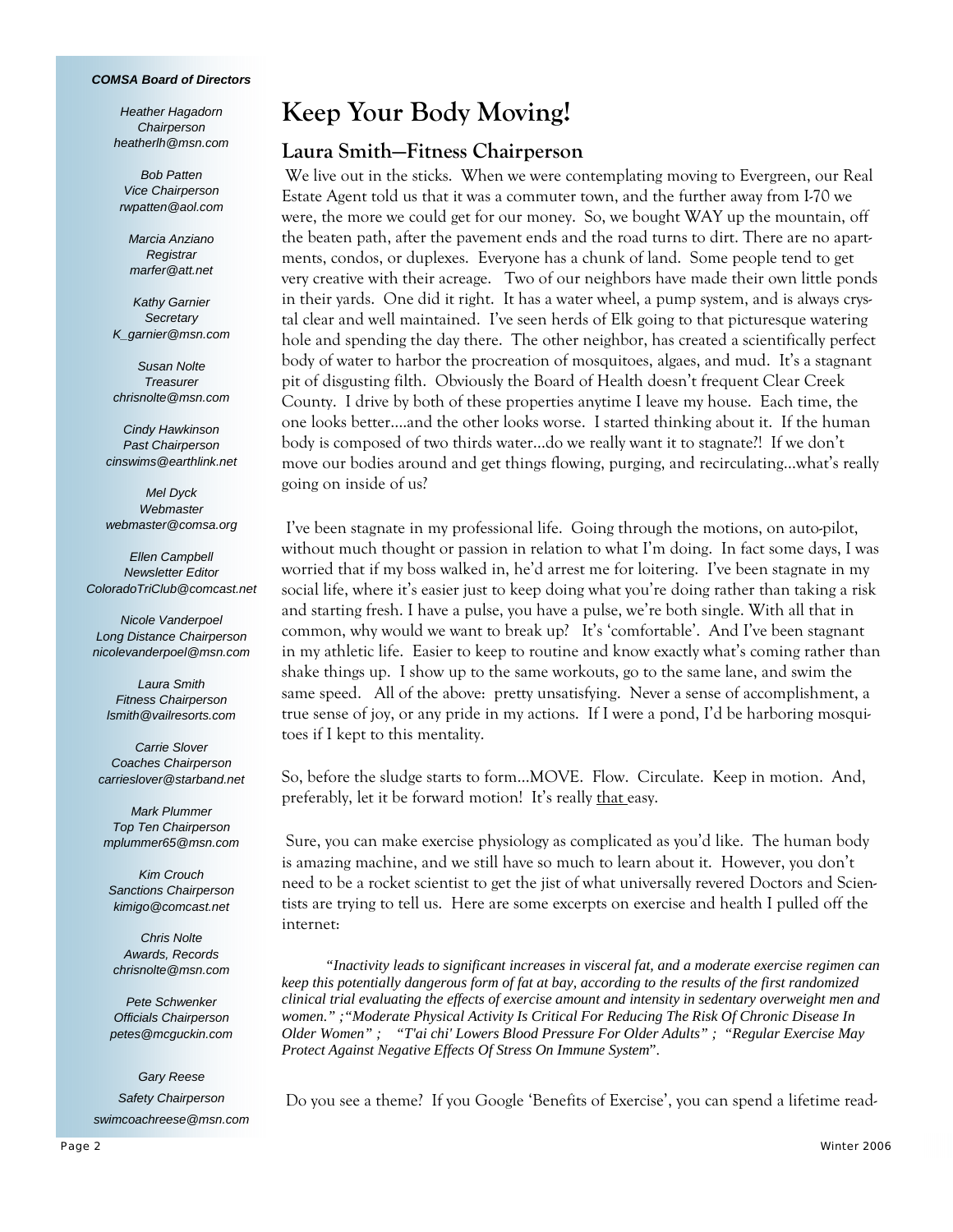**COMSA Board of Directors**

*Heather Hagadorn*
*Chairperson*
*heatherlh@msn.com*

*Bob Patten*
*Vice Chairperson*
*rwpatten@aol.com*

*Marcia Anziano*
*Registrar*
*marfer@att.net*

*Kathy Garnier*
*Secretary*
*K_garnier@msn.com*

*Susan Nolte*
*Treasurer*
*chrisnolte@msn.com*

*Cindy Hawkinson*
*Past Chairperson*
*cinswims@earthlink.net*

*Mel Dyck*
*Webmaster*
*webmaster@comsa.org*

*Ellen Campbell*
*Newsletter Editor*
*ColoradoTriClub@comcast.net*

*Nicole Vanderpoel*
*Long Distance Chairperson*
*nicolevanderpoel@msn.com*

*Laura Smith*
*Fitness Chairperson*
*lsmith@vailresorts.com*

*Carrie Slover*
*Coaches Chairperson*
*carrieslover@starband.net*

*Mark Plummer*
*Top Ten Chairperson*
*mplummer65@msn.com*

*Kim Crouch*
*Sanctions Chairperson*
*kimigo@comcast.net*

*Chris Nolte*
*Awards, Records*
*chrisnolte@msn.com*

*Pete Schwenker*
*Officials Chairperson*
*petes@mcguckin.com*

*Gary Reese*
*Safety Chairperson*
*swimcoachreese@msn.com*

# Keep Your Body Moving!

## Laura Smith—Fitness Chairperson

We live out in the sticks. When we were contemplating moving to Evergreen, our Real Estate Agent told us that it was a commuter town, and the further away from I-70 we were, the more we could get for our money. So, we bought WAY up the mountain, off the beaten path, after the pavement ends and the road turns to dirt. There are no apartments, condos, or duplexes. Everyone has a chunk of land. Some people tend to get very creative with their acreage. Two of our neighbors have made their own little ponds in their yards. One did it right. It has a water wheel, a pump system, and is always crystal clear and well maintained. I've seen herds of Elk going to that picturesque watering hole and spending the day there. The other neighbor, has created a scientifically perfect body of water to harbor the procreation of mosquitoes, algaes, and mud. It's a stagnant pit of disgusting filth. Obviously the Board of Health doesn't frequent Clear Creek County. I drive by both of these properties anytime I leave my house. Each time, the one looks better….and the other looks worse. I started thinking about it. If the human body is composed of two thirds water…do we really want it to stagnate?! If we don't move our bodies around and get things flowing, purging, and recirculating…what's really going on inside of us?

I've been stagnate in my professional life. Going through the motions, on auto-pilot, without much thought or passion in relation to what I'm doing. In fact some days, I was worried that if my boss walked in, he'd arrest me for loitering. I've been stagnate in my social life, where it's easier just to keep doing what you're doing rather than taking a risk and starting fresh. I have a pulse, you have a pulse, we're both single. With all that in common, why would we want to break up? It's 'comfortable'. And I've been stagnant in my athletic life. Easier to keep to routine and know exactly what's coming rather than shake things up. I show up to the same workouts, go to the same lane, and swim the same speed. All of the above: pretty unsatisfying. Never a sense of accomplishment, a true sense of joy, or any pride in my actions. If I were a pond, I'd be harboring mosquitoes if I kept to this mentality.

So, before the sludge starts to form…MOVE. Flow. Circulate. Keep in motion. And, preferably, let it be forward motion! It's really that easy.

Sure, you can make exercise physiology as complicated as you'd like. The human body is amazing machine, and we still have so much to learn about it. However, you don't need to be a rocket scientist to get the jist of what universally revered Doctors and Scientists are trying to tell us. Here are some excerpts on exercise and health I pulled off the internet:

*"Inactivity leads to significant increases in visceral fat, and a moderate exercise regimen can keep this potentially dangerous form of fat at bay, according to the results of the first randomized clinical trial evaluating the effects of exercise amount and intensity in sedentary overweight men and women." ;"Moderate Physical Activity Is Critical For Reducing The Risk Of Chronic Disease In Older Women" ; "T'ai chi' Lowers Blood Pressure For Older Adults" ; "Regular Exercise May Protect Against Negative Effects Of Stress On Immune System".*

Do you see a theme? If you Google 'Benefits of Exercise', you can spend a lifetime read-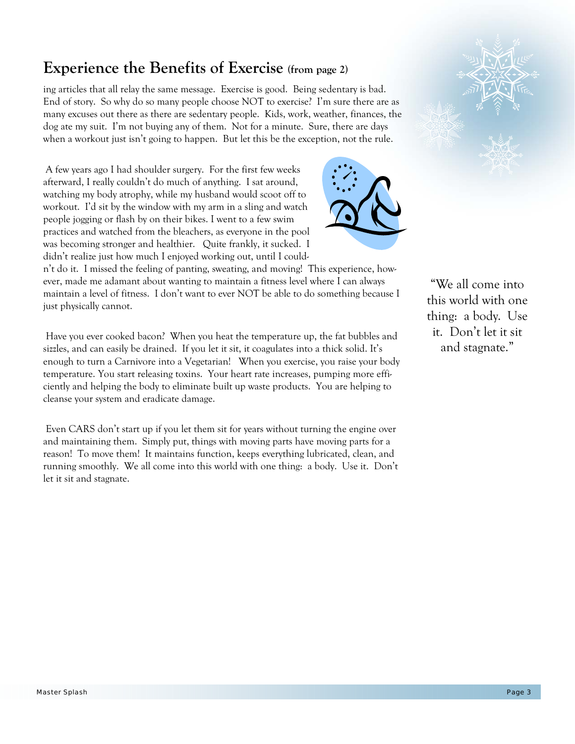## Experience the Benefits of Exercise (from page 2)

ing articles that all relay the same message. Exercise is good. Being sedentary is bad. End of story. So why do so many people choose NOT to exercise? I'm sure there are as many excuses out there as there are sedentary people. Kids, work, weather, finances, the dog ate my suit. I'm not buying any of them. Not for a minute. Sure, there are days when a workout just isn't going to happen. But let this be the exception, not the rule.

A few years ago I had shoulder surgery. For the first few weeks afterward, I really couldn't do much of anything. I sat around, watching my body atrophy, while my husband would scoot off to workout. I'd sit by the window with my arm in a sling and watch people jogging or flash by on their bikes. I went to a few swim practices and watched from the bleachers, as everyone in the pool was becoming stronger and healthier. Quite frankly, it sucked. I didn't realize just how much I enjoyed working out, until I couldn't do it. I missed the feeling of panting, sweating, and moving! This experience, however, made me adamant about wanting to maintain a fitness level where I can always maintain a level of fitness. I don't want to ever NOT be able to do something because I just physically cannot.

Have you ever cooked bacon? When you heat the temperature up, the fat bubbles and sizzles, and can easily be drained. If you let it sit, it coagulates into a thick solid. It's enough to turn a Carnivore into a Vegetarian! When you exercise, you raise your body temperature. You start releasing toxins. Your heart rate increases, pumping more efficiently and helping the body to eliminate built up waste products. You are helping to cleanse your system and eradicate damage.

Even CARS don't start up if you let them sit for years without turning the engine over and maintaining them. Simply put, things with moving parts have moving parts for a reason! To move them! It maintains function, keeps everything lubricated, clean, and running smoothly. We all come into this world with one thing: a body. Use it. Don't let it sit and stagnate.

"We all come into this world with one thing: a body. Use it. Don't let it sit and stagnate."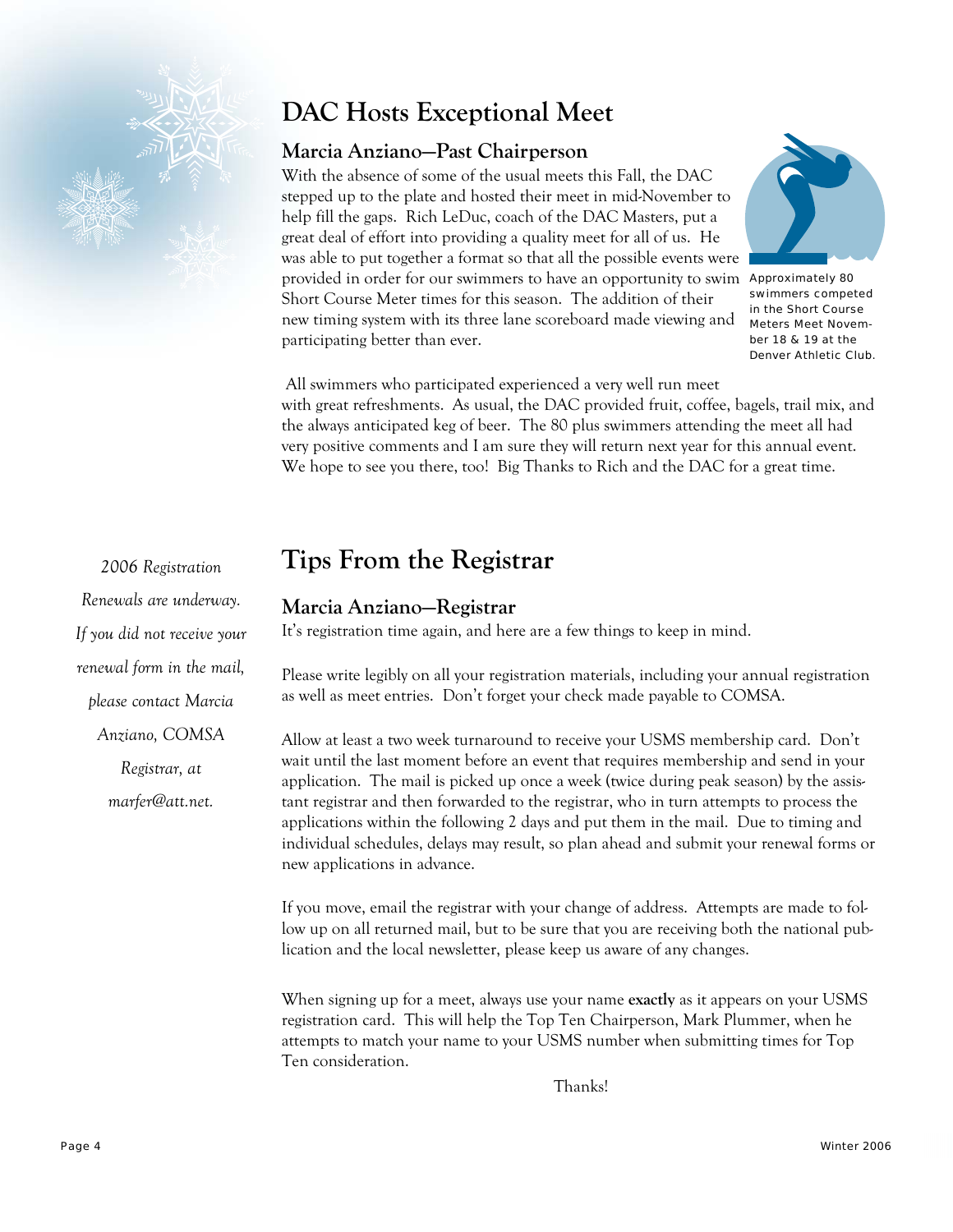# DAC Hosts Exceptional Meet

## Marcia Anziano—Past Chairperson

With the absence of some of the usual meets this Fall, the DAC stepped up to the plate and hosted their meet in mid-November to help fill the gaps. Rich LeDuc, coach of the DAC Masters, put a great deal of effort into providing a quality meet for all of us. He was able to put together a format so that all the possible events were provided in order for our swimmers to have an opportunity to swim Short Course Meter times for this season. The addition of their new timing system with its three lane scoreboard made viewing and participating better than ever.

Approximately 80 swimmers competed in the Short Course Meters Meet November 18 & 19 at the Denver Athletic Club.

All swimmers who participated experienced a very well run meet with great refreshments. As usual, the DAC provided fruit, coffee, bagels, trail mix, and the always anticipated keg of beer. The 80 plus swimmers attending the meet all had very positive comments and I am sure they will return next year for this annual event. We hope to see you there, too! Big Thanks to Rich and the DAC for a great time.

# Tips From the Registrar

*2006 Registration Renewals are underway. If you did not receive your renewal form in the mail, please contact Marcia Anziano, COMSA Registrar, at marfer@att.net.*

## Marcia Anziano—Registrar

It's registration time again, and here are a few things to keep in mind.

Please write legibly on all your registration materials, including your annual registration as well as meet entries. Don't forget your check made payable to COMSA.

Allow at least a two week turnaround to receive your USMS membership card. Don't wait until the last moment before an event that requires membership and send in your application. The mail is picked up once a week (twice during peak season) by the assistant registrar and then forwarded to the registrar, who in turn attempts to process the applications within the following 2 days and put them in the mail. Due to timing and individual schedules, delays may result, so plan ahead and submit your renewal forms or new applications in advance.

If you move, email the registrar with your change of address. Attempts are made to follow up on all returned mail, but to be sure that you are receiving both the national publication and the local newsletter, please keep us aware of any changes.

When signing up for a meet, always use your name **exactly** as it appears on your USMS registration card. This will help the Top Ten Chairperson, Mark Plummer, when he attempts to match your name to your USMS number when submitting times for Top Ten consideration.

Thanks!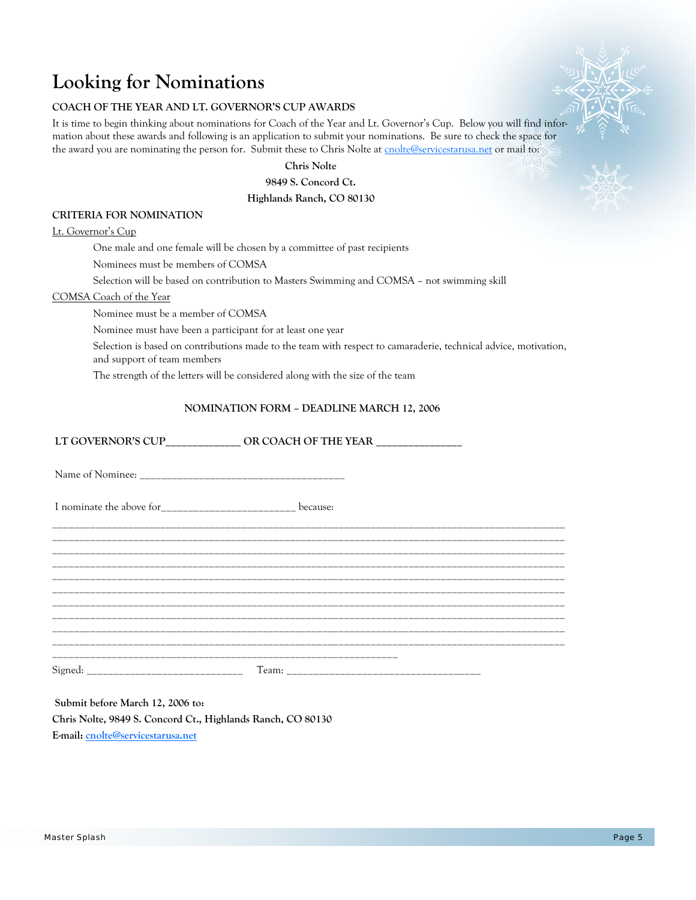# Looking for Nominations

**COACH OF THE YEAR AND LT. GOVERNOR'S CUP AWARDS**

It is time to begin thinking about nominations for Coach of the Year and Lt. Governor's Cup. Below you will find information about these awards and following is an application to submit your nominations. Be sure to check the space for the award you are nominating the person for. Submit these to Chris Nolte at cnolte@servicestarusa.net or mail to:

**Chris Nolte**
**9849 S. Concord Ct.**
**Highlands Ranch, CO 80130**

**CRITERIA FOR NOMINATION**

Lt. Governor's Cup

- One male and one female will be chosen by a committee of past recipients
- Nominees must be members of COMSA
- Selection will be based on contribution to Masters Swimming and COMSA – not swimming skill

COMSA Coach of the Year

- Nominee must be a member of COMSA
- Nominee must have been a participant for at least one year
- Selection is based on contributions made to the team with respect to camaraderie, technical advice, motivation, and support of team members
- The strength of the letters will be considered along with the size of the team

**NOMINATION FORM – DEADLINE MARCH 12, 2006**

**LT GOVERNOR'S CUP______________ OR COACH OF THE YEAR ________________**

Name of Nominee: ________________________________________

I nominate the above for__________________________ because:

____________________________________________________________________________________________________
____________________________________________________________________________________________________
____________________________________________________________________________________________________
____________________________________________________________________________________________________
____________________________________________________________________________________________________
____________________________________________________________________________________________________
____________________________________________________________________________________________________
____________________________________________________________________________________________________
____________________________________________________________________________________________________
____________________________________________________________________________________________________
___________________________________________________________________

Signed: ______________________________ Team: _____________________________________

**Submit before March 12, 2006 to:**
**Chris Nolte, 9849 S. Concord Ct., Highlands Ranch, CO 80130**
**E-mail: cnolte@servicestarusa.net**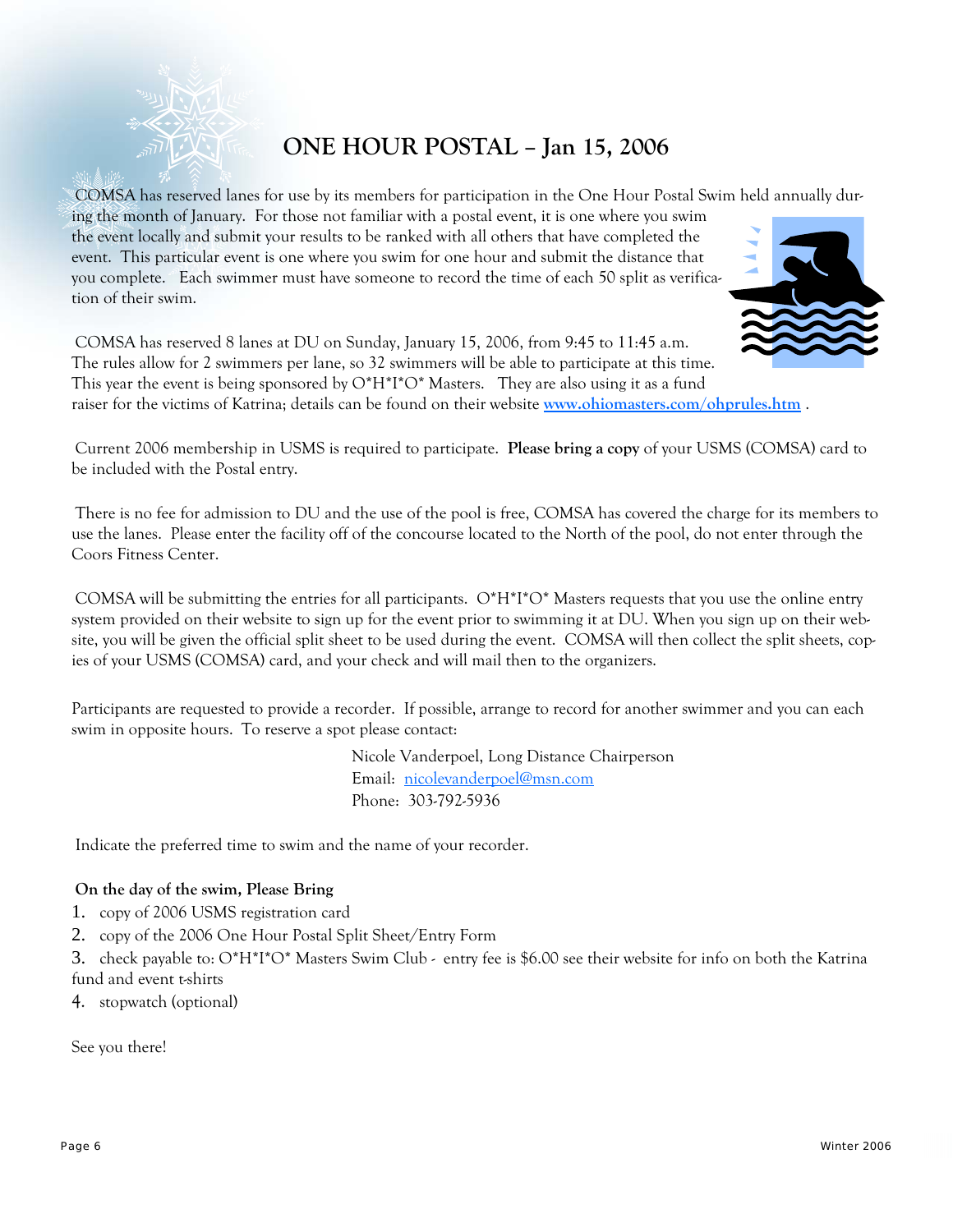# ONE HOUR POSTAL – Jan 15, 2006

COMSA has reserved lanes for use by its members for participation in the One Hour Postal Swim held annually during the month of January. For those not familiar with a postal event, it is one where you swim the event locally and submit your results to be ranked with all others that have completed the event. This particular event is one where you swim for one hour and submit the distance that you complete. Each swimmer must have someone to record the time of each 50 split as verification of their swim.

COMSA has reserved 8 lanes at DU on Sunday, January 15, 2006, from 9:45 to 11:45 a.m. The rules allow for 2 swimmers per lane, so 32 swimmers will be able to participate at this time. This year the event is being sponsored by O*H*I*O* Masters. They are also using it as a fund raiser for the victims of Katrina; details can be found on their website **www.ohiomasters.com/ohprules.htm** .

Current 2006 membership in USMS is required to participate. **Please bring a copy** of your USMS (COMSA) card to be included with the Postal entry.

There is no fee for admission to DU and the use of the pool is free, COMSA has covered the charge for its members to use the lanes. Please enter the facility off of the concourse located to the North of the pool, do not enter through the Coors Fitness Center.

COMSA will be submitting the entries for all participants. O*H*I*O* Masters requests that you use the online entry system provided on their website to sign up for the event prior to swimming it at DU. When you sign up on their website, you will be given the official split sheet to be used during the event. COMSA will then collect the split sheets, copies of your USMS (COMSA) card, and your check and will mail then to the organizers.

Participants are requested to provide a recorder. If possible, arrange to record for another swimmer and you can each swim in opposite hours. To reserve a spot please contact:

Nicole Vanderpoel, Long Distance Chairperson
Email: nicolevanderpoel@msn.com
Phone: 303-792-5936

Indicate the preferred time to swim and the name of your recorder.

**On the day of the swim, Please Bring**

1. copy of 2006 USMS registration card
2. copy of the 2006 One Hour Postal Split Sheet/Entry Form
3. check payable to: O*H*I*O* Masters Swim Club - entry fee is $6.00 see their website for info on both the Katrina fund and event t-shirts
4. stopwatch (optional)

See you there!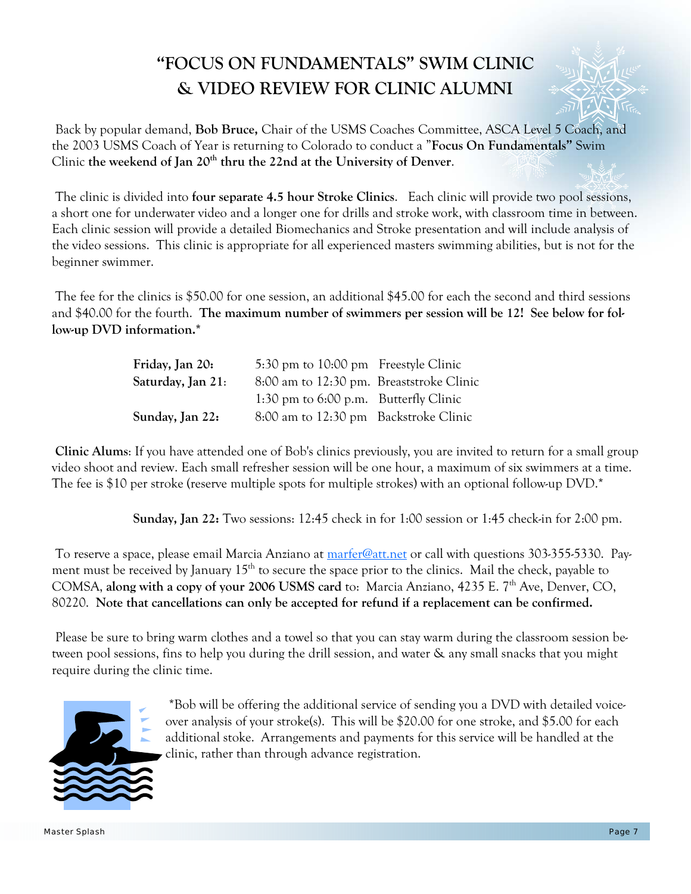# "FOCUS ON FUNDAMENTALS" SWIM CLINIC & VIDEO REVIEW FOR CLINIC ALUMNI

Back by popular demand, **Bob Bruce,** Chair of the USMS Coaches Committee, ASCA Level 5 Coach, and the 2003 USMS Coach of Year is returning to Colorado to conduct a "**Focus On Fundamentals"** Swim Clinic **the weekend of Jan 20th thru the 22nd at the University of Denver**.

The clinic is divided into **four separate 4.5 hour Stroke Clinics**. Each clinic will provide two pool sessions, a short one for underwater video and a longer one for drills and stroke work, with classroom time in between. Each clinic session will provide a detailed Biomechanics and Stroke presentation and will include analysis of the video sessions. This clinic is appropriate for all experienced masters swimming abilities, but is not for the beginner swimmer.

The fee for the clinics is $50.00 for one session, an additional $45.00 for each the second and third sessions and $40.00 for the fourth. **The maximum number of swimmers per session will be 12! See below for follow-up DVD information.***

| | | |
|---|---|---|
| **Friday, Jan 20:** | 5:30 pm to 10:00 pm | Freestyle Clinic |
| **Saturday, Jan 21:** | 8:00 am to 12:30 pm. | Breaststroke Clinic |
| | 1:30 pm to 6:00 p.m. | Butterfly Clinic |
| **Sunday, Jan 22:** | 8:00 am to 12:30 pm | Backstroke Clinic |

**Clinic Alums**: If you have attended one of Bob's clinics previously, you are invited to return for a small group video shoot and review. Each small refresher session will be one hour, a maximum of six swimmers at a time. The fee is $10 per stroke (reserve multiple spots for multiple strokes) with an optional follow-up DVD.*

**Sunday, Jan 22:** Two sessions: 12:45 check in for 1:00 session or 1:45 check-in for 2:00 pm.

To reserve a space, please email Marcia Anziano at marfer@att.net or call with questions 303-355-5330. Payment must be received by January 15th to secure the space prior to the clinics. Mail the check, payable to COMSA, **along with a copy of your 2006 USMS card** to: Marcia Anziano, 4235 E. 7th Ave, Denver, CO, 80220. **Note that cancellations can only be accepted for refund if a replacement can be confirmed.**

Please be sure to bring warm clothes and a towel so that you can stay warm during the classroom session between pool sessions, fins to help you during the drill session, and water & any small snacks that you might require during the clinic time.

*Bob will be offering the additional service of sending you a DVD with detailed voice-over analysis of your stroke(s). This will be $20.00 for one stroke, and $5.00 for each additional stoke. Arrangements and payments for this service will be handled at the clinic, rather than through advance registration.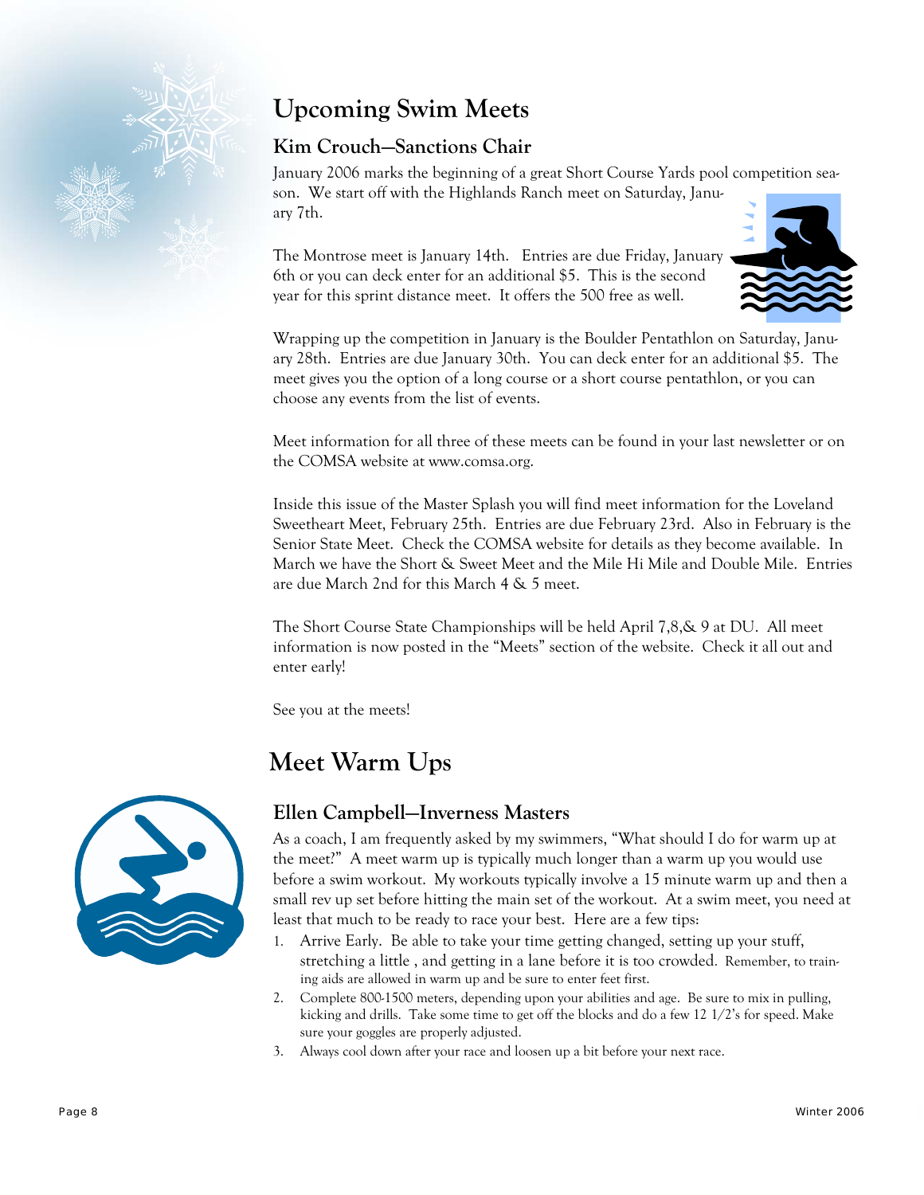# Upcoming Swim Meets

## Kim Crouch—Sanctions Chair

January 2006 marks the beginning of a great Short Course Yards pool competition season. We start off with the Highlands Ranch meet on Saturday, January 7th.

The Montrose meet is January 14th. Entries are due Friday, January 6th or you can deck enter for an additional $5. This is the second year for this sprint distance meet. It offers the 500 free as well.

Wrapping up the competition in January is the Boulder Pentathlon on Saturday, January 28th. Entries are due January 30th. You can deck enter for an additional $5. The meet gives you the option of a long course or a short course pentathlon, or you can choose any events from the list of events.

Meet information for all three of these meets can be found in your last newsletter or on the COMSA website at www.comsa.org.

Inside this issue of the Master Splash you will find meet information for the Loveland Sweetheart Meet, February 25th. Entries are due February 23rd. Also in February is the Senior State Meet. Check the COMSA website for details as they become available. In March we have the Short & Sweet Meet and the Mile Hi Mile and Double Mile. Entries are due March 2nd for this March 4 & 5 meet.

The Short Course State Championships will be held April 7,8,& 9 at DU. All meet information is now posted in the "Meets" section of the website. Check it all out and enter early!

See you at the meets!

# Meet Warm Ups

## Ellen Campbell—Inverness Masters

As a coach, I am frequently asked by my swimmers, "What should I do for warm up at the meet?" A meet warm up is typically much longer than a warm up you would use before a swim workout. My workouts typically involve a 15 minute warm up and then a small rev up set before hitting the main set of the workout. At a swim meet, you need at least that much to be ready to race your best. Here are a few tips:

1. Arrive Early. Be able to take your time getting changed, setting up your stuff, stretching a little , and getting in a lane before it is too crowded. Remember, to training aids are allowed in warm up and be sure to enter feet first.
2. Complete 800-1500 meters, depending upon your abilities and age. Be sure to mix in pulling, kicking and drills. Take some time to get off the blocks and do a few 12 1/2's for speed. Make sure your goggles are properly adjusted.
3. Always cool down after your race and loosen up a bit before your next race.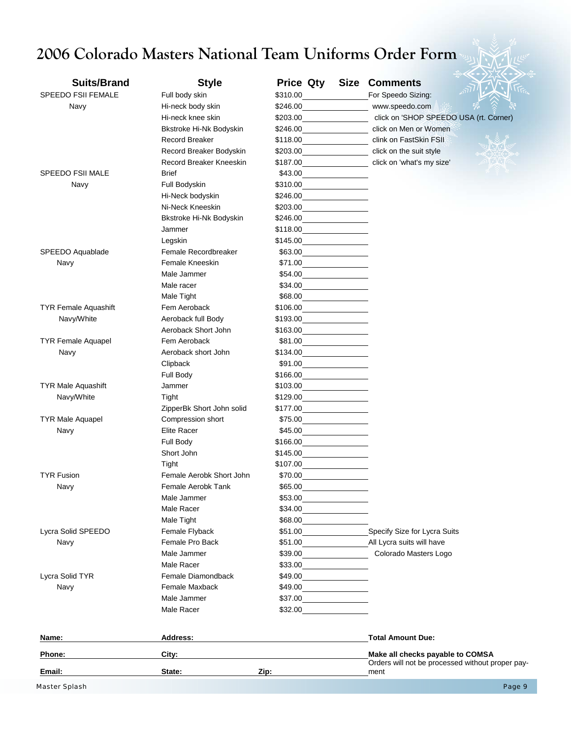# 2006 Colorado Masters National Team Uniforms Order Form

| Suits/Brand | Style | Price | Qty | Size | Comments |
|---|---|---|---|---|---|
| SPEEDO FSII FEMALE | Full body skin | $310.00 | | | For Speedo Sizing: |
| Navy | Hi-neck body skin | $246.00 | | | www.speedo.com |
| | Hi-neck knee skin | $203.00 | | | click on 'SHOP SPEEDO USA (rt. Corner) |
| | Bkstroke Hi-Nk Bodyskin | $246.00 | | | click on Men or Women |
| | Record Breaker | $118.00 | | | clink on FastSkin FSII |
| | Record Breaker Bodyskin | $203.00 | | | click on the suit style |
| | Record Breaker Kneeskin | $187.00 | | | click on 'what's my size' |
| SPEEDO FSII MALE | Brief | $43.00 | | | |
| Navy | Full Bodyskin | $310.00 | | | |
| | Hi-Neck bodyskin | $246.00 | | | |
| | Ni-Neck Kneeskin | $203.00 | | | |
| | Bkstroke Hi-Nk Bodyskin | $246.00 | | | |
| | Jammer | $118.00 | | | |
| | Legskin | $145.00 | | | |
| SPEEDO Aquablade | Female Recordbreaker | $63.00 | | | |
| Navy | Female Kneeskin | $71.00 | | | |
| | Male Jammer | $54.00 | | | |
| | Male racer | $34.00 | | | |
| | Male Tight | $68.00 | | | |
| TYR Female Aquashift | Fem Aeroback | $106.00 | | | |
| Navy/White | Aeroback full Body | $193.00 | | | |
| | Aeroback Short John | $163.00 | | | |
| TYR Female Aquapel | Fem Aeroback | $81.00 | | | |
| Navy | Aeroback short John | $134.00 | | | |
| | Clipback | $91.00 | | | |
| | Full Body | $166.00 | | | |
| TYR Male Aquashift | Jammer | $103.00 | | | |
| Navy/White | Tight | $129.00 | | | |
| | ZipperBk Short John solid | $177.00 | | | |
| TYR Male Aquapel | Compression short | $75.00 | | | |
| Navy | Elite Racer | $45.00 | | | |
| | Full Body | $166.00 | | | |
| | Short John | $145.00 | | | |
| | Tight | $107.00 | | | |
| TYR Fusion | Female Aerobk Short John | $70.00 | | | |
| Navy | Female Aerobk Tank | $65.00 | | | |
| | Male Jammer | $53.00 | | | |
| | Male Racer | $34.00 | | | |
| | Male Tight | $68.00 | | | |
| Lycra Solid SPEEDO | Female Flyback | $51.00 | | | Specify Size for Lycra Suits |
| Navy | Female Pro Back | $51.00 | | | All Lycra suits will have |
| | Male Jammer | $39.00 | | | Colorado Masters Logo |
| | Male Racer | $33.00 | | | |
| Lycra Solid TYR | Female Diamondback | $49.00 | | | |
| Navy | Female Maxback | $49.00 | | | |
| | Male Jammer | $37.00 | | | |
| | Male Racer | $32.00 | | | |

**Name:** **Address:** **Total Amount Due:**

**Phone:** **City:** **Make all checks payable to COMSA**

**Email:** **State:** **Zip:** Orders will not be processed without proper payment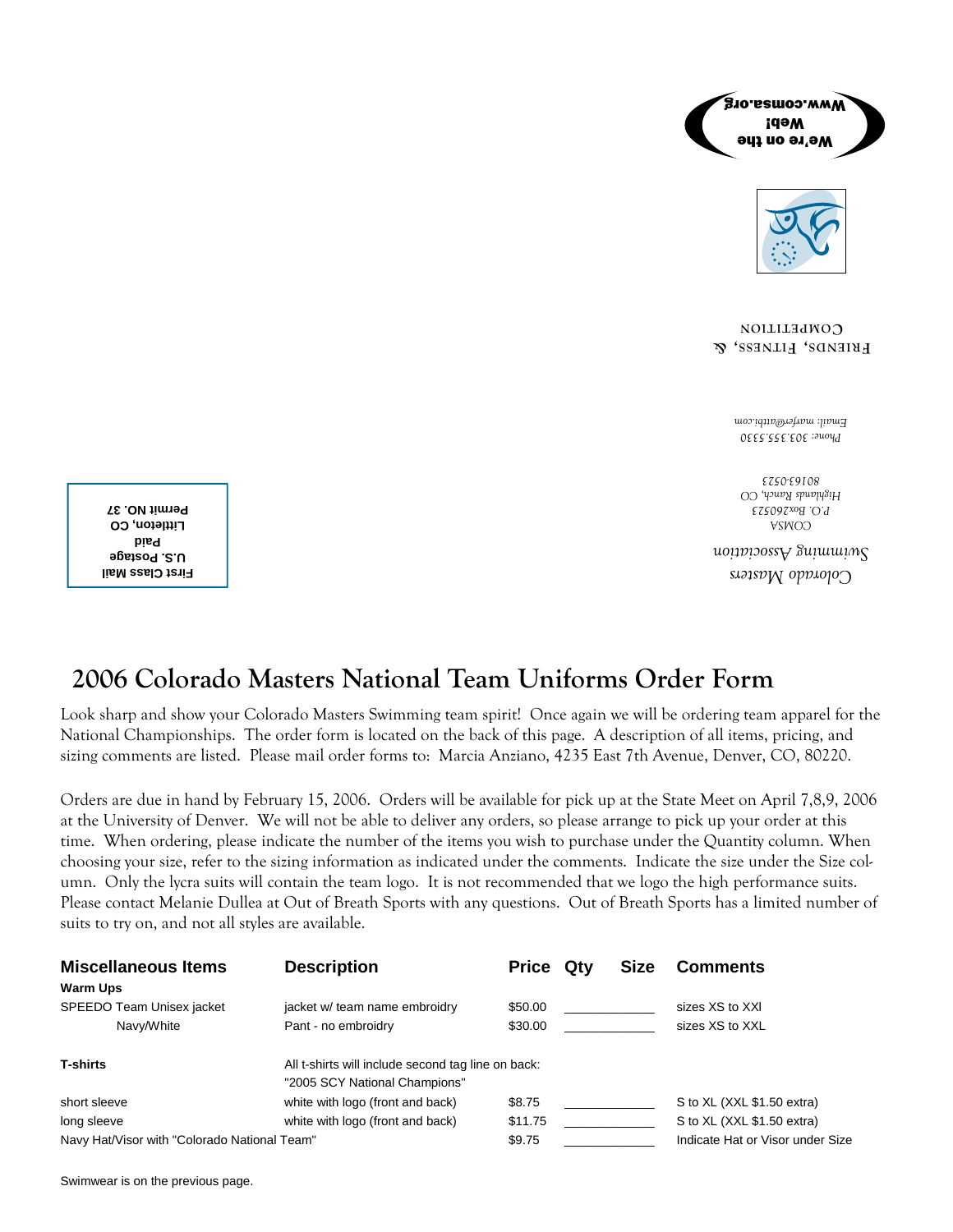We're on the Web! Www.comsa.org

Friends, Fitness, & Competition

Email: marfer@attbi.com
Phone: 303.355.5330

Colorado Masters Swimming Association
COMSA
P.O. Box260523
Highlands Ranch, CO
80163-0523

First Class Mail
U.S. Postage
Paid
Littleton, CO
Permit NO. 37

# 2006 Colorado Masters National Team Uniforms Order Form

Look sharp and show your Colorado Masters Swimming team spirit! Once again we will be ordering team apparel for the National Championships. The order form is located on the back of this page. A description of all items, pricing, and sizing comments are listed. Please mail order forms to: Marcia Anziano, 4235 East 7th Avenue, Denver, CO, 80220.

Orders are due in hand by February 15, 2006. Orders will be available for pick up at the State Meet on April 7,8,9, 2006 at the University of Denver. We will not be able to deliver any orders, so please arrange to pick up your order at this time. When ordering, please indicate the number of the items you wish to purchase under the Quantity column. When choosing your size, refer to the sizing information as indicated under the comments. Indicate the size under the Size column. Only the lycra suits will contain the team logo. It is not recommended that we logo the high performance suits. Please contact Melanie Dullea at Out of Breath Sports with any questions. Out of Breath Sports has a limited number of suits to try on, and not all styles are available.

| Miscellaneous Items | Description | Price | Qty | Size | Comments |
|---|---|---|---|---|---|
| **Warm Ups** | | | | | |
| SPEEDO Team Unisex jacket | jacket w/ team name embroidry | $50.00 | | | sizes XS to XXl |
| Navy/White | Pant - no embroidry | $30.00 | | | sizes XS to XXL |
| **T-shirts** | All t-shirts will include second tag line on back: "2005 SCY National Champions" | | | | |
| short sleeve | white with logo (front and back) | $8.75 | | | S to XL (XXL $1.50 extra) |
| long sleeve | white with logo (front and back) | $11.75 | | | S to XL (XXL $1.50 extra) |
| Navy Hat/Visor with "Colorado National Team" | | $9.75 | | | Indicate Hat or Visor under Size |

Swimwear is on the previous page.